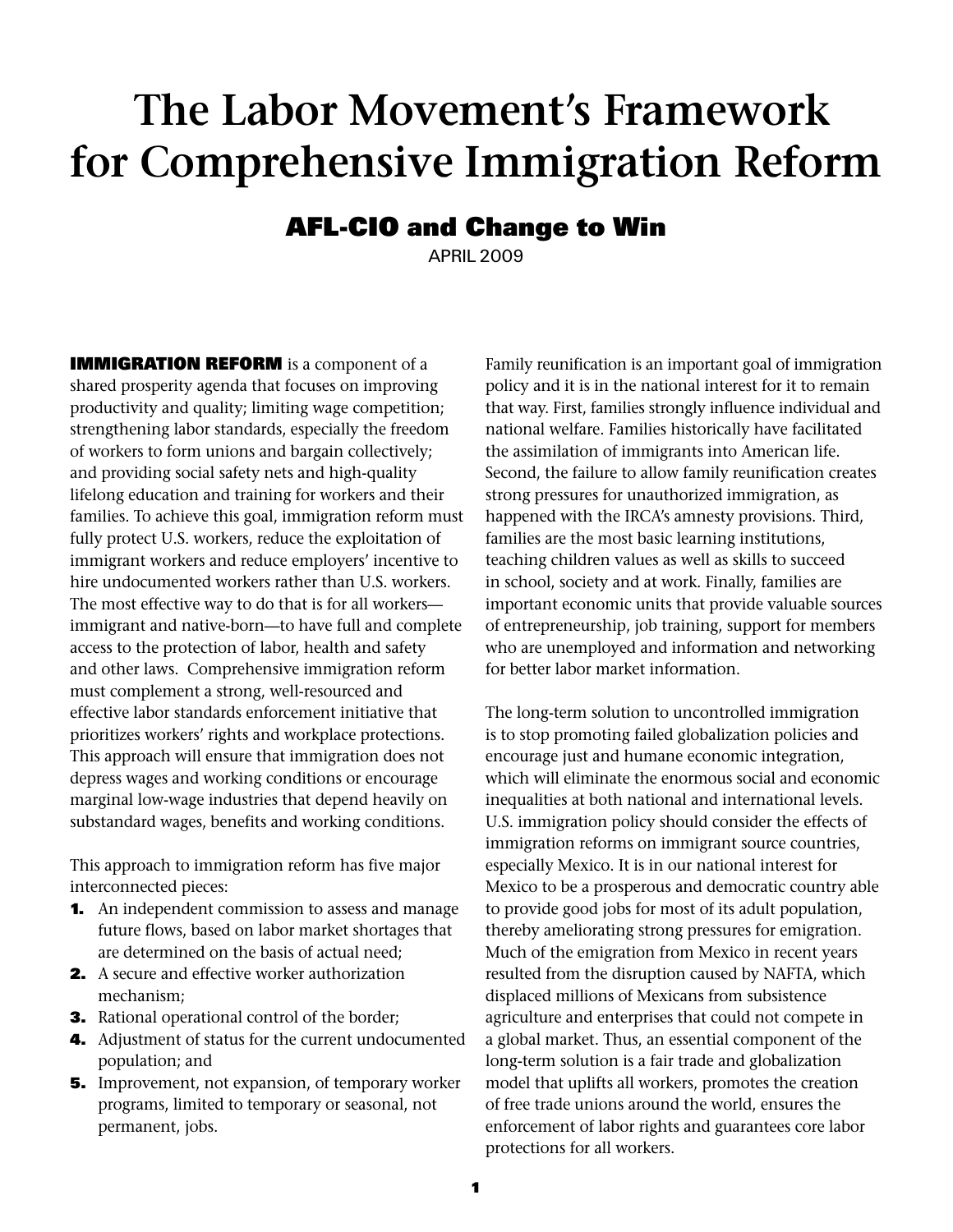# The Labor Movement's Framework for Comprehensive Immigration Reform

## AFL-CIO and Change to Win

APRIL 2009

**IMMIGRATION REFORM** is a component of a shared prosperity agenda that focuses on improving productivity and quality; limiting wage competition; strengthening labor standards, especially the freedom of workers to form unions and bargain collectively; and providing social safety nets and high-quality lifelong education and training for workers and their families. To achieve this goal, immigration reform must fully protect U.S. workers, reduce the exploitation of immigrant workers and reduce employers' incentive to hire undocumented workers rather than U.S. workers. The most effective way to do that is for all workers—immigrant and native-born—to have full and complete access to the protection of labor, health and safety and other laws. Comprehensive immigration reform must complement a strong, well-resourced and effective labor standards enforcement initiative that prioritizes workers' rights and workplace protections. This approach will ensure that immigration does not depress wages and working conditions or encourage marginal low-wage industries that depend heavily on substandard wages, benefits and working conditions.

This approach to immigration reform has five major interconnected pieces:

1. An independent commission to assess and manage future flows, based on labor market shortages that are determined on the basis of actual need;
2. A secure and effective worker authorization mechanism;
3. Rational operational control of the border;
4. Adjustment of status for the current undocumented population; and
5. Improvement, not expansion, of temporary worker programs, limited to temporary or seasonal, not permanent, jobs.

Family reunification is an important goal of immigration policy and it is in the national interest for it to remain that way. First, families strongly influence individual and national welfare. Families historically have facilitated the assimilation of immigrants into American life. Second, the failure to allow family reunification creates strong pressures for unauthorized immigration, as happened with the IRCA's amnesty provisions. Third, families are the most basic learning institutions, teaching children values as well as skills to succeed in school, society and at work. Finally, families are important economic units that provide valuable sources of entrepreneurship, job training, support for members who are unemployed and information and networking for better labor market information.

The long-term solution to uncontrolled immigration is to stop promoting failed globalization policies and encourage just and humane economic integration, which will eliminate the enormous social and economic inequalities at both national and international levels. U.S. immigration policy should consider the effects of immigration reforms on immigrant source countries, especially Mexico. It is in our national interest for Mexico to be a prosperous and democratic country able to provide good jobs for most of its adult population, thereby ameliorating strong pressures for emigration. Much of the emigration from Mexico in recent years resulted from the disruption caused by NAFTA, which displaced millions of Mexicans from subsistence agriculture and enterprises that could not compete in a global market. Thus, an essential component of the long-term solution is a fair trade and globalization model that uplifts all workers, promotes the creation of free trade unions around the world, ensures the enforcement of labor rights and guarantees core labor protections for all workers.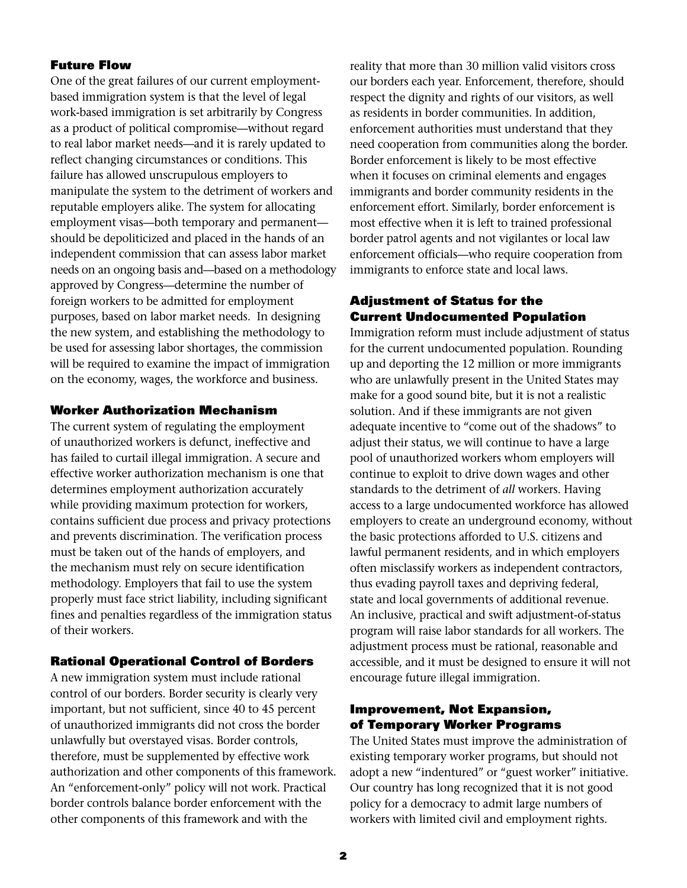### Future Flow

One of the great failures of our current employment-based immigration system is that the level of legal work-based immigration is set arbitrarily by Congress as a product of political compromise—without regard to real labor market needs—and it is rarely updated to reflect changing circumstances or conditions. This failure has allowed unscrupulous employers to manipulate the system to the detriment of workers and reputable employers alike. The system for allocating employment visas—both temporary and permanent—should be depoliticized and placed in the hands of an independent commission that can assess labor market needs on an ongoing basis and—based on a methodology approved by Congress—determine the number of foreign workers to be admitted for employment purposes, based on labor market needs. In designing the new system, and establishing the methodology to be used for assessing labor shortages, the commission will be required to examine the impact of immigration on the economy, wages, the workforce and business.

### Worker Authorization Mechanism

The current system of regulating the employment of unauthorized workers is defunct, ineffective and has failed to curtail illegal immigration. A secure and effective worker authorization mechanism is one that determines employment authorization accurately while providing maximum protection for workers, contains sufficient due process and privacy protections and prevents discrimination. The verification process must be taken out of the hands of employers, and the mechanism must rely on secure identification methodology. Employers that fail to use the system properly must face strict liability, including significant fines and penalties regardless of the immigration status of their workers.

### Rational Operational Control of Borders

A new immigration system must include rational control of our borders. Border security is clearly very important, but not sufficient, since 40 to 45 percent of unauthorized immigrants did not cross the border unlawfully but overstayed visas. Border controls, therefore, must be supplemented by effective work authorization and other components of this framework. An "enforcement-only" policy will not work. Practical border controls balance border enforcement with the other components of this framework and with the reality that more than 30 million valid visitors cross our borders each year. Enforcement, therefore, should respect the dignity and rights of our visitors, as well as residents in border communities. In addition, enforcement authorities must understand that they need cooperation from communities along the border. Border enforcement is likely to be most effective when it focuses on criminal elements and engages immigrants and border community residents in the enforcement effort. Similarly, border enforcement is most effective when it is left to trained professional border patrol agents and not vigilantes or local law enforcement officials—who require cooperation from immigrants to enforce state and local laws.

### Adjustment of Status for the Current Undocumented Population

Immigration reform must include adjustment of status for the current undocumented population. Rounding up and deporting the 12 million or more immigrants who are unlawfully present in the United States may make for a good sound bite, but it is not a realistic solution. And if these immigrants are not given adequate incentive to "come out of the shadows" to adjust their status, we will continue to have a large pool of unauthorized workers whom employers will continue to exploit to drive down wages and other standards to the detriment of *all* workers. Having access to a large undocumented workforce has allowed employers to create an underground economy, without the basic protections afforded to U.S. citizens and lawful permanent residents, and in which employers often misclassify workers as independent contractors, thus evading payroll taxes and depriving federal, state and local governments of additional revenue. An inclusive, practical and swift adjustment-of-status program will raise labor standards for all workers. The adjustment process must be rational, reasonable and accessible, and it must be designed to ensure it will not encourage future illegal immigration.

### Improvement, Not Expansion, of Temporary Worker Programs

The United States must improve the administration of existing temporary worker programs, but should not adopt a new "indentured" or "guest worker" initiative. Our country has long recognized that it is not good policy for a democracy to admit large numbers of workers with limited civil and employment rights.